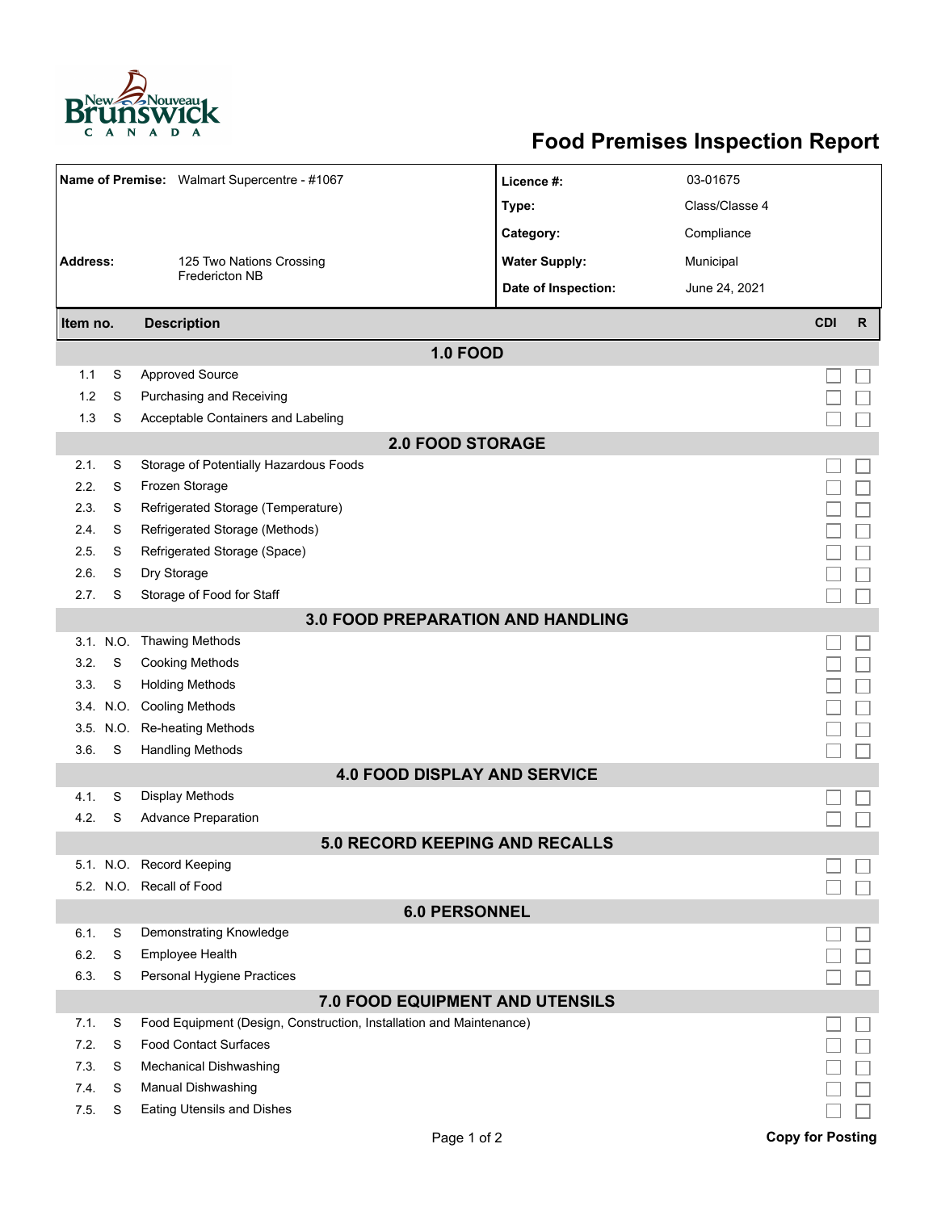# Food Premises Inspection Report

| | | | |
|---|---|---|---|
| **Name of Premise:** | Walmart Supercentre - #1067 | **Licence #:** | 03-01675 |
| | | **Type:** | Class/Classe 4 |
| | | **Category:** | Compliance |
| **Address:** | 125 Two Nations Crossing Fredericton NB | **Water Supply:** | Municipal |
| | | **Date of Inspection:** | June 24, 2021 |

| Item no. | | Description | CDI | R |
|---|---|---|---|---|
| | | **1.0 FOOD** | | |
| 1.1 | S | Approved Source | ☐ | ☐ |
| 1.2 | S | Purchasing and Receiving | ☐ | ☐ |
| 1.3 | S | Acceptable Containers and Labeling | ☐ | ☐ |
| | | **2.0 FOOD STORAGE** | | |
| 2.1. | S | Storage of Potentially Hazardous Foods | ☐ | ☐ |
| 2.2. | S | Frozen Storage | ☐ | ☐ |
| 2.3. | S | Refrigerated Storage (Temperature) | ☐ | ☐ |
| 2.4. | S | Refrigerated Storage (Methods) | ☐ | ☐ |
| 2.5. | S | Refrigerated Storage (Space) | ☐ | ☐ |
| 2.6. | S | Dry Storage | ☐ | ☐ |
| 2.7. | S | Storage of Food for Staff | ☐ | ☐ |
| | | **3.0 FOOD PREPARATION AND HANDLING** | | |
| 3.1. | N.O. | Thawing Methods | ☐ | ☐ |
| 3.2. | S | Cooking Methods | ☐ | ☐ |
| 3.3. | S | Holding Methods | ☐ | ☐ |
| 3.4. | N.O. | Cooling Methods | ☐ | ☐ |
| 3.5. | N.O. | Re-heating Methods | ☐ | ☐ |
| 3.6. | S | Handling Methods | ☐ | ☐ |
| | | **4.0 FOOD DISPLAY AND SERVICE** | | |
| 4.1. | S | Display Methods | ☐ | ☐ |
| 4.2. | S | Advance Preparation | ☐ | ☐ |
| | | **5.0 RECORD KEEPING AND RECALLS** | | |
| 5.1. | N.O. | Record Keeping | ☐ | ☐ |
| 5.2. | N.O. | Recall of Food | ☐ | ☐ |
| | | **6.0 PERSONNEL** | | |
| 6.1. | S | Demonstrating Knowledge | ☐ | ☐ |
| 6.2. | S | Employee Health | ☐ | ☐ |
| 6.3. | S | Personal Hygiene Practices | ☐ | ☐ |
| | | **7.0 FOOD EQUIPMENT AND UTENSILS** | | |
| 7.1. | S | Food Equipment (Design, Construction, Installation and Maintenance) | ☐ | ☐ |
| 7.2. | S | Food Contact Surfaces | ☐ | ☐ |
| 7.3. | S | Mechanical Dishwashing | ☐ | ☐ |
| 7.4. | S | Manual Dishwashing | ☐ | ☐ |
| 7.5. | S | Eating Utensils and Dishes | ☐ | ☐ |

**Copy for Posting**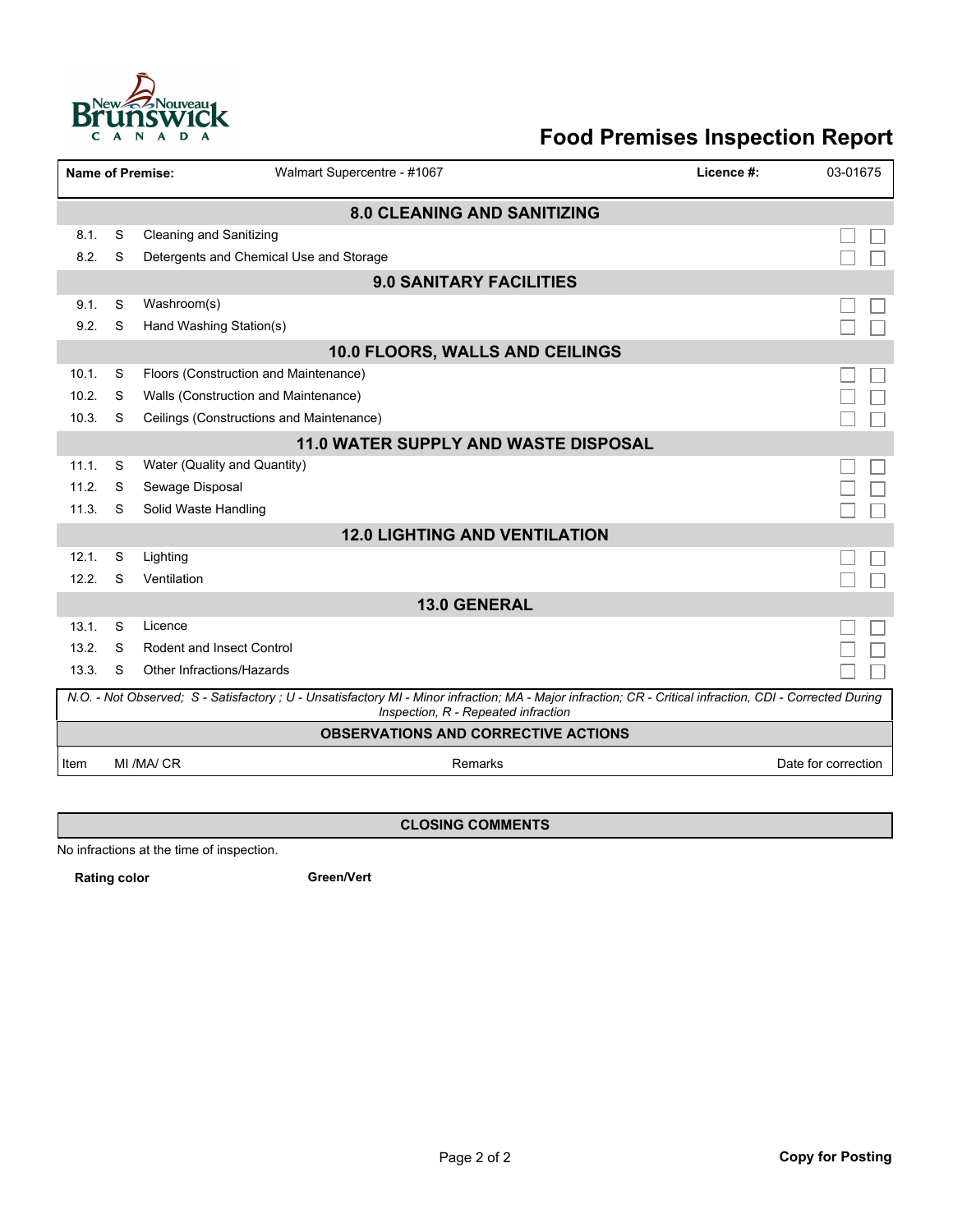# Food Premises Inspection Report

| **Name of Premise:** | Walmart Supercentre - #1067 | **Licence #:** | 03-01675 |
|---|---|---|---|

## 8.0 CLEANING AND SANITIZING

| | | | | |
|---|---|---|---|---|
| 8.1. | S | Cleaning and Sanitizing | ☐ | ☐ |
| 8.2. | S | Detergents and Chemical Use and Storage | ☐ | ☐ |

## 9.0 SANITARY FACILITIES

| | | | | |
|---|---|---|---|---|
| 9.1. | S | Washroom(s) | ☐ | ☐ |
| 9.2. | S | Hand Washing Station(s) | ☐ | ☐ |

## 10.0 FLOORS, WALLS AND CEILINGS

| | | | | |
|---|---|---|---|---|
| 10.1. | S | Floors (Construction and Maintenance) | ☐ | ☐ |
| 10.2. | S | Walls (Construction and Maintenance) | ☐ | ☐ |
| 10.3. | S | Ceilings (Constructions and Maintenance) | ☐ | ☐ |

## 11.0 WATER SUPPLY AND WASTE DISPOSAL

| | | | | |
|---|---|---|---|---|
| 11.1. | S | Water (Quality and Quantity) | ☐ | ☐ |
| 11.2. | S | Sewage Disposal | ☐ | ☐ |
| 11.3. | S | Solid Waste Handling | ☐ | ☐ |

## 12.0 LIGHTING AND VENTILATION

| | | | | |
|---|---|---|---|---|
| 12.1. | S | Lighting | ☐ | ☐ |
| 12.2. | S | Ventilation | ☐ | ☐ |

## 13.0 GENERAL

| | | | | |
|---|---|---|---|---|
| 13.1. | S | Licence | ☐ | ☐ |
| 13.2. | S | Rodent and Insect Control | ☐ | ☐ |
| 13.3. | S | Other Infractions/Hazards | ☐ | ☐ |

*N.O. - Not Observed; S - Satisfactory ; U - Unsatisfactory MI - Minor infraction; MA - Major infraction; CR - Critical infraction, CDI - Corrected During Inspection, R - Repeated infraction*

## OBSERVATIONS AND CORRECTIVE ACTIONS

| Item | MI /MA/ CR | Remarks | Date for correction |
|---|---|---|---|

## CLOSING COMMENTS

No infractions at the time of inspection.

**Rating color** **Green/Vert**

**Copy for Posting**